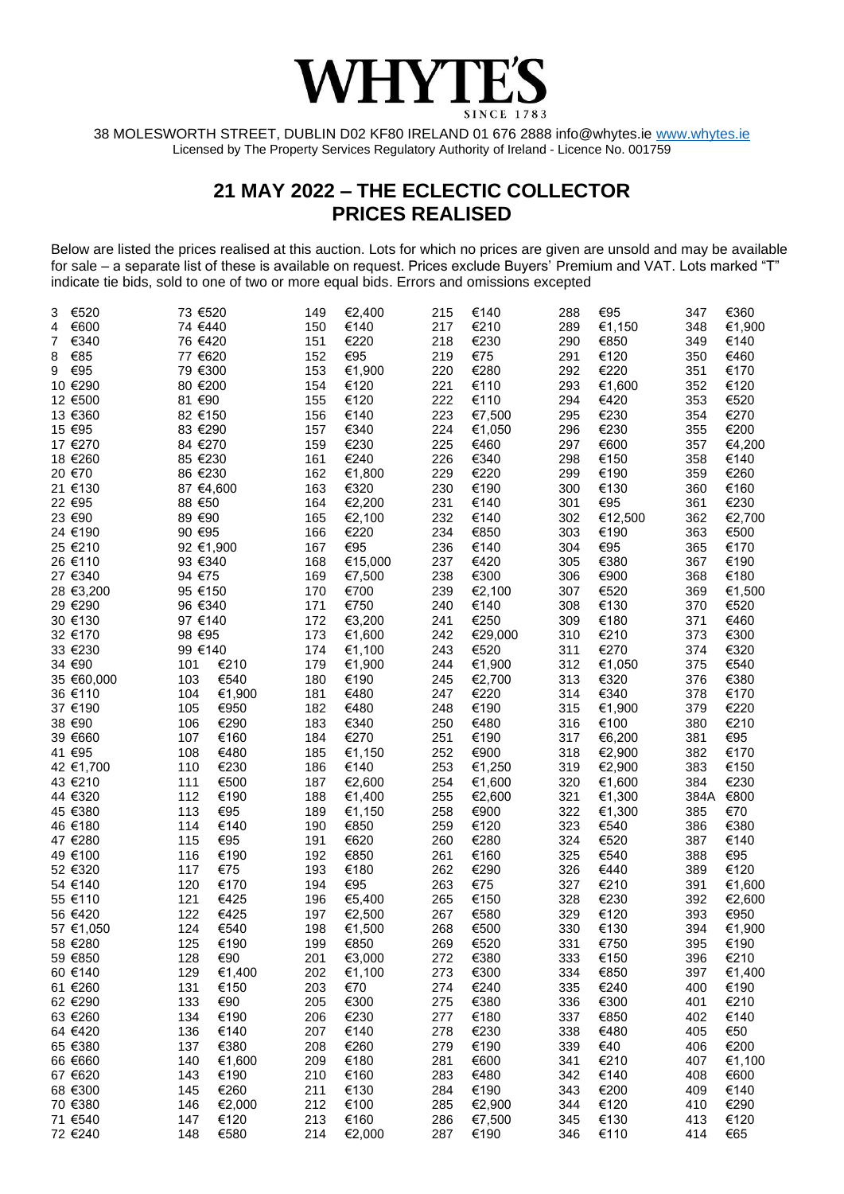# WHYTE'S

SINCE 1783

38 MOLESWORTH STREET, DUBLIN D02 KF80 IRELAND 01 676 2888 info@whytes.ie www.whytes.ie
Licensed by The Property Services Regulatory Authority of Ireland - Licence No. 001759

## 21 MAY 2022 – THE ECLECTIC COLLECTOR
## PRICES REALISED

Below are listed the prices realised at this auction. Lots for which no prices are given are unsold and may be available for sale – a separate list of these is available on request. Prices exclude Buyers' Premium and VAT. Lots marked "T" indicate tie bids, sold to one of two or more equal bids. Errors and omissions excepted

| Lot | Price | Lot | Price | Lot | Price | Lot | Price | Lot | Price | Lot | Price |
|---|---|---|---|---|---|---|---|---|---|---|---|
| 3 | €520 | 73 | €520 | 149 | €2,400 | 215 | €140 | 288 | €95 | 347 | €360 |
| 4 | €600 | 74 | €440 | 150 | €140 | 217 | €210 | 289 | €1,150 | 348 | €1,900 |
| 7 | €340 | 76 | €420 | 151 | €220 | 218 | €230 | 290 | €850 | 349 | €140 |
| 8 | €85 | 77 | €620 | 152 | €95 | 219 | €75 | 291 | €120 | 350 | €460 |
| 9 | €95 | 79 | €300 | 153 | €1,900 | 220 | €280 | 292 | €220 | 351 | €170 |
| 10 | €290 | 80 | €200 | 154 | €120 | 221 | €110 | 293 | €1,600 | 352 | €120 |
| 12 | €500 | 81 | €90 | 155 | €120 | 222 | €110 | 294 | €420 | 353 | €520 |
| 13 | €360 | 82 | €150 | 156 | €140 | 223 | €7,500 | 295 | €230 | 354 | €270 |
| 15 | €95 | 83 | €290 | 157 | €340 | 224 | €1,050 | 296 | €230 | 355 | €200 |
| 17 | €270 | 84 | €270 | 159 | €230 | 225 | €460 | 297 | €600 | 357 | €4,200 |
| 18 | €260 | 85 | €230 | 161 | €240 | 226 | €340 | 298 | €150 | 358 | €140 |
| 20 | €70 | 86 | €230 | 162 | €1,800 | 229 | €220 | 299 | €190 | 359 | €260 |
| 21 | €130 | 87 | €4,600 | 163 | €320 | 230 | €190 | 300 | €130 | 360 | €160 |
| 22 | €95 | 88 | €50 | 164 | €2,200 | 231 | €140 | 301 | €95 | 361 | €230 |
| 23 | €90 | 89 | €90 | 165 | €2,100 | 232 | €140 | 302 | €12,500 | 362 | €2,700 |
| 24 | €190 | 90 | €95 | 166 | €220 | 234 | €850 | 303 | €190 | 363 | €500 |
| 25 | €210 | 92 | €1,900 | 167 | €95 | 236 | €140 | 304 | €95 | 365 | €170 |
| 26 | €110 | 93 | €340 | 168 | €15,000 | 237 | €420 | 305 | €380 | 367 | €190 |
| 27 | €340 | 94 | €75 | 169 | €7,500 | 238 | €300 | 306 | €900 | 368 | €180 |
| 28 | €3,200 | 95 | €150 | 170 | €700 | 239 | €2,100 | 307 | €520 | 369 | €1,500 |
| 29 | €290 | 96 | €340 | 171 | €750 | 240 | €140 | 308 | €130 | 370 | €520 |
| 30 | €130 | 97 | €140 | 172 | €3,200 | 241 | €250 | 309 | €180 | 371 | €460 |
| 32 | €170 | 98 | €95 | 173 | €1,600 | 242 | €29,000 | 310 | €210 | 373 | €300 |
| 33 | €230 | 99 | €140 | 174 | €1,100 | 243 | €520 | 311 | €270 | 374 | €320 |
| 34 | €90 | 101 | €210 | 179 | €1,900 | 244 | €1,900 | 312 | €1,050 | 375 | €540 |
| 35 | €60,000 | 103 | €540 | 180 | €190 | 245 | €2,700 | 313 | €320 | 376 | €380 |
| 36 | €110 | 104 | €1,900 | 181 | €480 | 247 | €220 | 314 | €340 | 378 | €170 |
| 37 | €190 | 105 | €950 | 182 | €480 | 248 | €190 | 315 | €1,900 | 379 | €220 |
| 38 | €90 | 106 | €290 | 183 | €340 | 250 | €480 | 316 | €100 | 380 | €210 |
| 39 | €660 | 107 | €160 | 184 | €270 | 251 | €190 | 317 | €6,200 | 381 | €95 |
| 41 | €95 | 108 | €480 | 185 | €1,150 | 252 | €900 | 318 | €2,900 | 382 | €170 |
| 42 | €1,700 | 110 | €230 | 186 | €140 | 253 | €1,250 | 319 | €2,900 | 383 | €150 |
| 43 | €210 | 111 | €500 | 187 | €2,600 | 254 | €1,600 | 320 | €1,600 | 384 | €230 |
| 44 | €320 | 112 | €190 | 188 | €1,400 | 255 | €2,600 | 321 | €1,300 | 384A | €800 |
| 45 | €380 | 113 | €95 | 189 | €1,150 | 258 | €900 | 322 | €1,300 | 385 | €70 |
| 46 | €180 | 114 | €140 | 190 | €850 | 259 | €120 | 323 | €540 | 386 | €380 |
| 47 | €280 | 115 | €95 | 191 | €620 | 260 | €280 | 324 | €520 | 387 | €140 |
| 49 | €100 | 116 | €190 | 192 | €850 | 261 | €160 | 325 | €540 | 388 | €95 |
| 52 | €320 | 117 | €75 | 193 | €180 | 262 | €290 | 326 | €440 | 389 | €120 |
| 54 | €140 | 120 | €170 | 194 | €95 | 263 | €75 | 327 | €210 | 391 | €1,600 |
| 55 | €110 | 121 | €425 | 196 | €5,400 | 265 | €150 | 328 | €230 | 392 | €2,600 |
| 56 | €420 | 122 | €425 | 197 | €2,500 | 267 | €580 | 329 | €120 | 393 | €950 |
| 57 | €1,050 | 124 | €540 | 198 | €1,500 | 268 | €500 | 330 | €130 | 394 | €1,900 |
| 58 | €280 | 125 | €190 | 199 | €850 | 269 | €520 | 331 | €750 | 395 | €190 |
| 59 | €850 | 128 | €90 | 201 | €3,000 | 272 | €380 | 333 | €150 | 396 | €210 |
| 60 | €140 | 129 | €1,400 | 202 | €1,100 | 273 | €300 | 334 | €850 | 397 | €1,400 |
| 61 | €260 | 131 | €150 | 203 | €70 | 274 | €240 | 335 | €240 | 400 | €190 |
| 62 | €290 | 133 | €90 | 205 | €300 | 275 | €380 | 336 | €300 | 401 | €210 |
| 63 | €260 | 134 | €190 | 206 | €230 | 277 | €180 | 337 | €850 | 402 | €140 |
| 64 | €420 | 136 | €140 | 207 | €140 | 278 | €230 | 338 | €480 | 405 | €50 |
| 65 | €380 | 137 | €380 | 208 | €260 | 279 | €190 | 339 | €40 | 406 | €200 |
| 66 | €660 | 140 | €1,600 | 209 | €180 | 281 | €600 | 341 | €210 | 407 | €1,100 |
| 67 | €620 | 143 | €190 | 210 | €160 | 283 | €480 | 342 | €140 | 408 | €600 |
| 68 | €300 | 145 | €260 | 211 | €130 | 284 | €190 | 343 | €200 | 409 | €140 |
| 70 | €380 | 146 | €2,000 | 212 | €100 | 285 | €2,900 | 344 | €120 | 410 | €290 |
| 71 | €540 | 147 | €120 | 213 | €160 | 286 | €7,500 | 345 | €130 | 413 | €120 |
| 72 | €240 | 148 | €580 | 214 | €2,000 | 287 | €190 | 346 | €110 | 414 | €65 |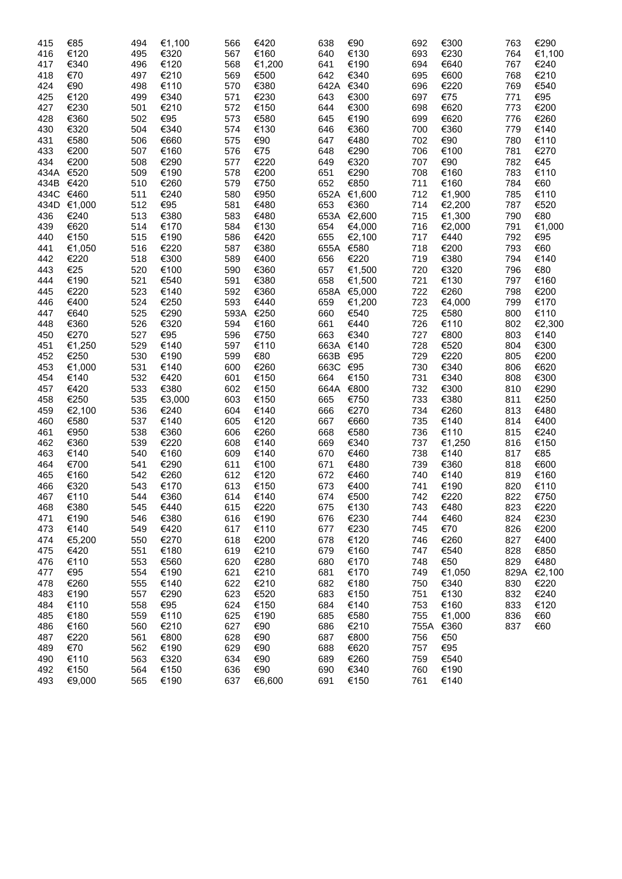| | |
|---|---|
| 415 | €85 |
| 416 | €120 |
| 417 | €340 |
| 418 | €70 |
| 424 | €90 |
| 425 | €120 |
| 427 | €230 |
| 428 | €360 |
| 430 | €320 |
| 431 | €580 |
| 433 | €200 |
| 434 | €200 |
| 434A | €520 |
| 434B | €420 |
| 434C | €460 |
| 434D | €1,000 |
| 436 | €240 |
| 439 | €620 |
| 440 | €150 |
| 441 | €1,050 |
| 442 | €220 |
| 443 | €25 |
| 444 | €190 |
| 445 | €220 |
| 446 | €400 |
| 447 | €640 |
| 448 | €360 |
| 450 | €270 |
| 451 | €1,250 |
| 452 | €250 |
| 453 | €1,000 |
| 454 | €140 |
| 457 | €420 |
| 458 | €250 |
| 459 | €2,100 |
| 460 | €580 |
| 461 | €950 |
| 462 | €360 |
| 463 | €140 |
| 464 | €700 |
| 465 | €160 |
| 466 | €320 |
| 467 | €110 |
| 468 | €380 |
| 471 | €190 |
| 473 | €140 |
| 474 | €5,200 |
| 475 | €420 |
| 476 | €110 |
| 477 | €95 |
| 478 | €260 |
| 483 | €190 |
| 484 | €110 |
| 485 | €180 |
| 486 | €160 |
| 487 | €220 |
| 489 | €70 |
| 490 | €110 |
| 492 | €150 |
| 493 | €9,000 |
| 494 | €1,100 |
| 495 | €320 |
| 496 | €120 |
| 497 | €210 |
| 498 | €110 |
| 499 | €340 |
| 501 | €210 |
| 502 | €95 |
| 504 | €340 |
| 506 | €660 |
| 507 | €160 |
| 508 | €290 |
| 509 | €190 |
| 510 | €260 |
| 511 | €240 |
| 512 | €95 |
| 513 | €380 |
| 514 | €170 |
| 515 | €190 |
| 516 | €220 |
| 518 | €300 |
| 520 | €100 |
| 521 | €540 |
| 523 | €140 |
| 524 | €250 |
| 525 | €290 |
| 526 | €320 |
| 527 | €95 |
| 529 | €140 |
| 530 | €190 |
| 531 | €140 |
| 532 | €420 |
| 533 | €380 |
| 535 | €3,000 |
| 536 | €240 |
| 537 | €140 |
| 538 | €360 |
| 539 | €220 |
| 540 | €160 |
| 541 | €290 |
| 542 | €260 |
| 543 | €170 |
| 544 | €360 |
| 545 | €440 |
| 546 | €380 |
| 549 | €420 |
| 550 | €270 |
| 551 | €180 |
| 553 | €560 |
| 554 | €190 |
| 555 | €140 |
| 557 | €290 |
| 558 | €95 |
| 559 | €110 |
| 560 | €210 |
| 561 | €800 |
| 562 | €190 |
| 563 | €320 |
| 564 | €150 |
| 565 | €190 |
| 566 | €420 |
| 567 | €160 |
| 568 | €1,200 |
| 569 | €500 |
| 570 | €380 |
| 571 | €230 |
| 572 | €150 |
| 573 | €580 |
| 574 | €130 |
| 575 | €90 |
| 576 | €75 |
| 577 | €220 |
| 578 | €200 |
| 579 | €750 |
| 580 | €950 |
| 581 | €480 |
| 583 | €480 |
| 584 | €130 |
| 586 | €420 |
| 587 | €380 |
| 589 | €400 |
| 590 | €360 |
| 591 | €380 |
| 592 | €360 |
| 593 | €440 |
| 593A | €250 |
| 594 | €160 |
| 596 | €750 |
| 597 | €110 |
| 599 | €80 |
| 600 | €260 |
| 601 | €150 |
| 602 | €150 |
| 603 | €150 |
| 604 | €140 |
| 605 | €120 |
| 606 | €260 |
| 608 | €140 |
| 609 | €140 |
| 611 | €100 |
| 612 | €120 |
| 613 | €150 |
| 614 | €140 |
| 615 | €220 |
| 616 | €190 |
| 617 | €110 |
| 618 | €200 |
| 619 | €210 |
| 620 | €280 |
| 621 | €210 |
| 622 | €210 |
| 623 | €520 |
| 624 | €150 |
| 625 | €190 |
| 627 | €90 |
| 628 | €90 |
| 629 | €90 |
| 634 | €90 |
| 636 | €90 |
| 637 | €6,600 |
| 638 | €90 |
| 640 | €130 |
| 641 | €190 |
| 642 | €340 |
| 642A | €340 |
| 643 | €300 |
| 644 | €300 |
| 645 | €190 |
| 646 | €360 |
| 647 | €480 |
| 648 | €290 |
| 649 | €320 |
| 651 | €290 |
| 652 | €850 |
| 652A | €1,600 |
| 653 | €360 |
| 653A | €2,600 |
| 654 | €4,000 |
| 655 | €2,100 |
| 655A | €580 |
| 656 | €220 |
| 657 | €1,500 |
| 658 | €1,500 |
| 658A | €5,000 |
| 659 | €1,200 |
| 660 | €540 |
| 661 | €440 |
| 663 | €340 |
| 663A | €140 |
| 663B | €95 |
| 663C | €95 |
| 664 | €150 |
| 664A | €800 |
| 665 | €750 |
| 666 | €270 |
| 667 | €660 |
| 668 | €580 |
| 669 | €340 |
| 670 | €460 |
| 671 | €480 |
| 672 | €460 |
| 673 | €400 |
| 674 | €500 |
| 675 | €130 |
| 676 | €230 |
| 677 | €230 |
| 678 | €120 |
| 679 | €160 |
| 680 | €170 |
| 681 | €170 |
| 682 | €180 |
| 683 | €150 |
| 684 | €140 |
| 685 | €580 |
| 686 | €210 |
| 687 | €800 |
| 688 | €620 |
| 689 | €260 |
| 690 | €340 |
| 691 | €150 |
| 692 | €300 |
| 693 | €230 |
| 694 | €640 |
| 695 | €600 |
| 696 | €220 |
| 697 | €75 |
| 698 | €620 |
| 699 | €620 |
| 700 | €360 |
| 702 | €90 |
| 706 | €100 |
| 707 | €90 |
| 708 | €160 |
| 711 | €160 |
| 712 | €1,900 |
| 714 | €2,200 |
| 715 | €1,300 |
| 716 | €2,000 |
| 717 | €440 |
| 718 | €200 |
| 719 | €380 |
| 720 | €320 |
| 721 | €130 |
| 722 | €260 |
| 723 | €4,000 |
| 725 | €580 |
| 726 | €110 |
| 727 | €800 |
| 728 | €520 |
| 729 | €220 |
| 730 | €340 |
| 731 | €340 |
| 732 | €300 |
| 733 | €380 |
| 734 | €260 |
| 735 | €140 |
| 736 | €110 |
| 737 | €1,250 |
| 738 | €140 |
| 739 | €360 |
| 740 | €140 |
| 741 | €190 |
| 742 | €220 |
| 743 | €480 |
| 744 | €460 |
| 745 | €70 |
| 746 | €260 |
| 747 | €540 |
| 748 | €50 |
| 749 | €1,050 |
| 750 | €340 |
| 751 | €130 |
| 753 | €160 |
| 755 | €1,000 |
| 755A | €360 |
| 756 | €50 |
| 757 | €95 |
| 759 | €540 |
| 760 | €190 |
| 761 | €140 |
| 763 | €290 |
| 764 | €1,100 |
| 767 | €240 |
| 768 | €210 |
| 769 | €540 |
| 771 | €95 |
| 773 | €200 |
| 776 | €260 |
| 779 | €140 |
| 780 | €110 |
| 781 | €270 |
| 782 | €45 |
| 783 | €110 |
| 784 | €60 |
| 785 | €110 |
| 787 | €520 |
| 790 | €80 |
| 791 | €1,000 |
| 792 | €95 |
| 793 | €60 |
| 794 | €140 |
| 796 | €80 |
| 797 | €160 |
| 798 | €200 |
| 799 | €170 |
| 800 | €110 |
| 802 | €2,300 |
| 803 | €140 |
| 804 | €300 |
| 805 | €200 |
| 806 | €620 |
| 808 | €300 |
| 810 | €290 |
| 811 | €250 |
| 813 | €480 |
| 814 | €400 |
| 815 | €240 |
| 816 | €150 |
| 817 | €85 |
| 818 | €600 |
| 819 | €160 |
| 820 | €110 |
| 822 | €750 |
| 823 | €220 |
| 824 | €230 |
| 826 | €200 |
| 827 | €400 |
| 828 | €850 |
| 829 | €480 |
| 829A | €2,100 |
| 830 | €220 |
| 832 | €240 |
| 833 | €120 |
| 836 | €60 |
| 837 | €60 |